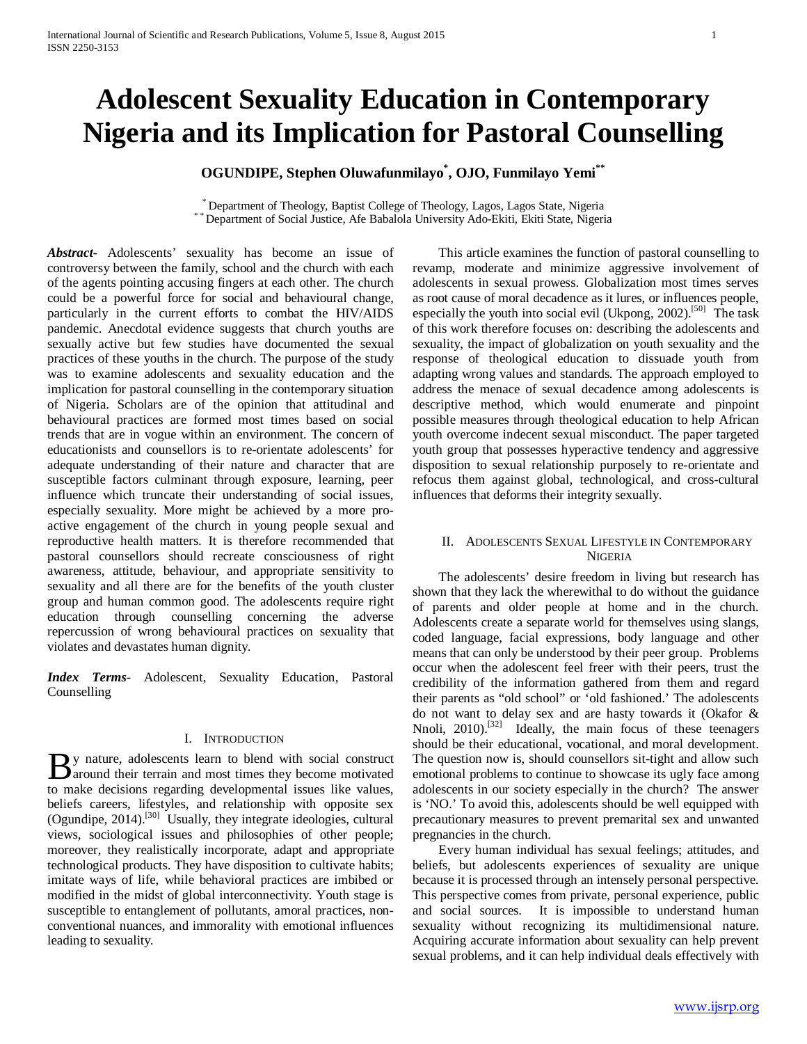# Adolescent Sexuality Education in Contemporary Nigeria and its Implication for Pastoral Counselling

**OGUNDIPE, Stephen Oluwafunmilayo*, OJO, Funmilayo Yemi****

\* Department of Theology, Baptist College of Theology, Lagos, Lagos State, Nigeria
\*\* Department of Social Justice, Afe Babalola University Ado-Ekiti, Ekiti State, Nigeria

***Abstract*-** Adolescents' sexuality has become an issue of controversy between the family, school and the church with each of the agents pointing accusing fingers at each other. The church could be a powerful force for social and behavioural change, particularly in the current efforts to combat the HIV/AIDS pandemic. Anecdotal evidence suggests that church youths are sexually active but few studies have documented the sexual practices of these youths in the church. The purpose of the study was to examine adolescents and sexuality education and the implication for pastoral counselling in the contemporary situation of Nigeria. Scholars are of the opinion that attitudinal and behavioural practices are formed most times based on social trends that are in vogue within an environment. The concern of educationists and counsellors is to re-orientate adolescents' for adequate understanding of their nature and character that are susceptible factors culminant through exposure, learning, peer influence which truncate their understanding of social issues, especially sexuality. More might be achieved by a more pro-active engagement of the church in young people sexual and reproductive health matters. It is therefore recommended that pastoral counsellors should recreate consciousness of right awareness, attitude, behaviour, and appropriate sensitivity to sexuality and all there are for the benefits of the youth cluster group and human common good. The adolescents require right education through counselling concerning the adverse repercussion of wrong behavioural practices on sexuality that violates and devastates human dignity.

***Index Terms*-** Adolescent, Sexuality Education, Pastoral Counselling

## I. Introduction

By nature, adolescents learn to blend with social construct around their terrain and most times they become motivated to make decisions regarding developmental issues like values, beliefs careers, lifestyles, and relationship with opposite sex (Ogundipe, 2014).[30] Usually, they integrate ideologies, cultural views, sociological issues and philosophies of other people; moreover, they realistically incorporate, adapt and appropriate technological products. They have disposition to cultivate habits; imitate ways of life, while behavioral practices are imbibed or modified in the midst of global interconnectivity. Youth stage is susceptible to entanglement of pollutants, amoral practices, non-conventional nuances, and immorality with emotional influences leading to sexuality.

This article examines the function of pastoral counselling to revamp, moderate and minimize aggressive involvement of adolescents in sexual prowess. Globalization most times serves as root cause of moral decadence as it lures, or influences people, especially the youth into social evil (Ukpong, 2002).[50] The task of this work therefore focuses on: describing the adolescents and sexuality, the impact of globalization on youth sexuality and the response of theological education to dissuade youth from adapting wrong values and standards. The approach employed to address the menace of sexual decadence among adolescents is descriptive method, which would enumerate and pinpoint possible measures through theological education to help African youth overcome indecent sexual misconduct. The paper targeted youth group that possesses hyperactive tendency and aggressive disposition to sexual relationship purposely to re-orientate and refocus them against global, technological, and cross-cultural influences that deforms their integrity sexually.

## II. Adolescents Sexual Lifestyle in Contemporary Nigeria

The adolescents' desire freedom in living but research has shown that they lack the wherewithal to do without the guidance of parents and older people at home and in the church. Adolescents create a separate world for themselves using slangs, coded language, facial expressions, body language and other means that can only be understood by their peer group. Problems occur when the adolescent feel freer with their peers, trust the credibility of the information gathered from them and regard their parents as "old school" or 'old fashioned.' The adolescents do not want to delay sex and are hasty towards it (Okafor & Nnoli, 2010).[32] Ideally, the main focus of these teenagers should be their educational, vocational, and moral development. The question now is, should counsellors sit-tight and allow such emotional problems to continue to showcase its ugly face among adolescents in our society especially in the church? The answer is 'NO.' To avoid this, adolescents should be well equipped with precautionary measures to prevent premarital sex and unwanted pregnancies in the church.

Every human individual has sexual feelings; attitudes, and beliefs, but adolescents experiences of sexuality are unique because it is processed through an intensely personal perspective. This perspective comes from private, personal experience, public and social sources. It is impossible to understand human sexuality without recognizing its multidimensional nature. Acquiring accurate information about sexuality can help prevent sexual problems, and it can help individual deals effectively with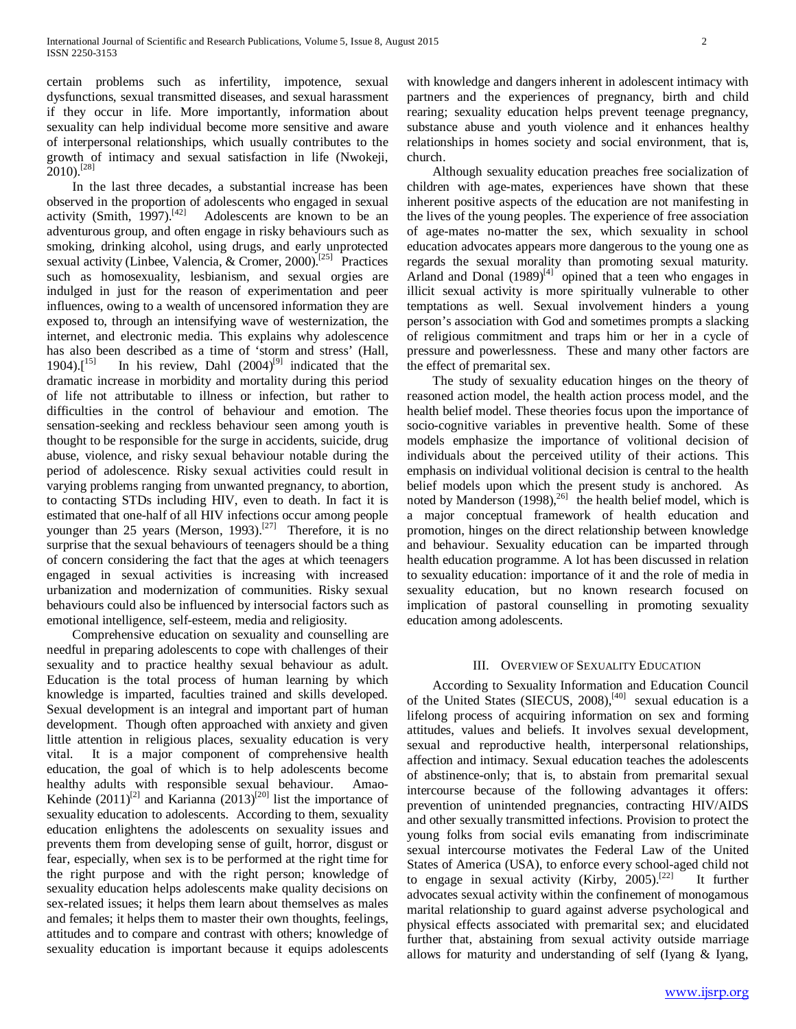certain problems such as infertility, impotence, sexual dysfunctions, sexual transmitted diseases, and sexual harassment if they occur in life. More importantly, information about sexuality can help individual become more sensitive and aware of interpersonal relationships, which usually contributes to the growth of intimacy and sexual satisfaction in life (Nwokeji, 2010).[28]

In the last three decades, a substantial increase has been observed in the proportion of adolescents who engaged in sexual activity (Smith, 1997).[42] Adolescents are known to be an adventurous group, and often engage in risky behaviours such as smoking, drinking alcohol, using drugs, and early unprotected sexual activity (Linbee, Valencia, & Cromer, 2000).[25] Practices such as homosexuality, lesbianism, and sexual orgies are indulged in just for the reason of experimentation and peer influences, owing to a wealth of uncensored information they are exposed to, through an intensifying wave of westernization, the internet, and electronic media. This explains why adolescence has also been described as a time of 'storm and stress' (Hall, 1904).[15] In his review, Dahl (2004)[9] indicated that the dramatic increase in morbidity and mortality during this period of life not attributable to illness or infection, but rather to difficulties in the control of behaviour and emotion. The sensation-seeking and reckless behaviour seen among youth is thought to be responsible for the surge in accidents, suicide, drug abuse, violence, and risky sexual behaviour notable during the period of adolescence. Risky sexual activities could result in varying problems ranging from unwanted pregnancy, to abortion, to contacting STDs including HIV, even to death. In fact it is estimated that one-half of all HIV infections occur among people younger than 25 years (Merson, 1993).[27] Therefore, it is no surprise that the sexual behaviours of teenagers should be a thing of concern considering the fact that the ages at which teenagers engaged in sexual activities is increasing with increased urbanization and modernization of communities. Risky sexual behaviours could also be influenced by intersocial factors such as emotional intelligence, self-esteem, media and religiosity.

Comprehensive education on sexuality and counselling are needful in preparing adolescents to cope with challenges of their sexuality and to practice healthy sexual behaviour as adult. Education is the total process of human learning by which knowledge is imparted, faculties trained and skills developed. Sexual development is an integral and important part of human development. Though often approached with anxiety and given little attention in religious places, sexuality education is very vital. It is a major component of comprehensive health education, the goal of which is to help adolescents become healthy adults with responsible sexual behaviour. Amao-Kehinde (2011)[2] and Karianna (2013)[20] list the importance of sexuality education to adolescents. According to them, sexuality education enlightens the adolescents on sexuality issues and prevents them from developing sense of guilt, horror, disgust or fear, especially, when sex is to be performed at the right time for the right purpose and with the right person; knowledge of sexuality education helps adolescents make quality decisions on sex-related issues; it helps them learn about themselves as males and females; it helps them to master their own thoughts, feelings, attitudes and to compare and contrast with others; knowledge of sexuality education is important because it equips adolescents with knowledge and dangers inherent in adolescent intimacy with partners and the experiences of pregnancy, birth and child rearing; sexuality education helps prevent teenage pregnancy, substance abuse and youth violence and it enhances healthy relationships in homes society and social environment, that is, church.

Although sexuality education preaches free socialization of children with age-mates, experiences have shown that these inherent positive aspects of the education are not manifesting in the lives of the young peoples. The experience of free association of age-mates no-matter the sex, which sexuality in school education advocates appears more dangerous to the young one as regards the sexual morality than promoting sexual maturity. Arland and Donal (1989)[4] opined that a teen who engages in illicit sexual activity is more spiritually vulnerable to other temptations as well. Sexual involvement hinders a young person's association with God and sometimes prompts a slacking of religious commitment and traps him or her in a cycle of pressure and powerlessness. These and many other factors are the effect of premarital sex.

The study of sexuality education hinges on the theory of reasoned action model, the health action process model, and the health belief model. These theories focus upon the importance of socio-cognitive variables in preventive health. Some of these models emphasize the importance of volitional decision of individuals about the perceived utility of their actions. This emphasis on individual volitional decision is central to the health belief models upon which the present study is anchored. As noted by Manderson (1998),[26] the health belief model, which is a major conceptual framework of health education and promotion, hinges on the direct relationship between knowledge and behaviour. Sexuality education can be imparted through health education programme. A lot has been discussed in relation to sexuality education: importance of it and the role of media in sexuality education, but no known research focused on implication of pastoral counselling in promoting sexuality education among adolescents.

## III. Overview of Sexuality Education

According to Sexuality Information and Education Council of the United States (SIECUS, 2008),[40] sexual education is a lifelong process of acquiring information on sex and forming attitudes, values and beliefs. It involves sexual development, sexual and reproductive health, interpersonal relationships, affection and intimacy. Sexual education teaches the adolescents of abstinence-only; that is, to abstain from premarital sexual intercourse because of the following advantages it offers: prevention of unintended pregnancies, contracting HIV/AIDS and other sexually transmitted infections. Provision to protect the young folks from social evils emanating from indiscriminate sexual intercourse motivates the Federal Law of the United States of America (USA), to enforce every school-aged child not to engage in sexual activity (Kirby, 2005).[22] It further advocates sexual activity within the confinement of monogamous marital relationship to guard against adverse psychological and physical effects associated with premarital sex; and elucidated further that, abstaining from sexual activity outside marriage allows for maturity and understanding of self (Iyang & Iyang,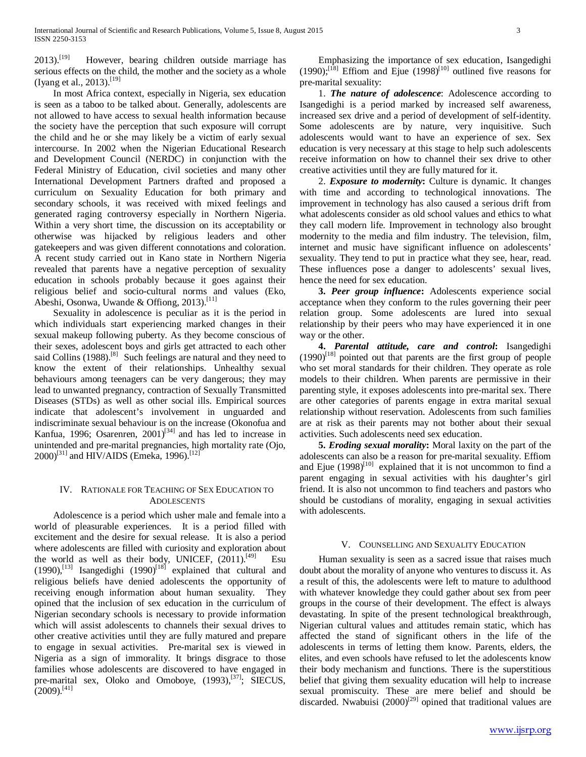2013).[19] However, bearing children outside marriage has serious effects on the child, the mother and the society as a whole (Iyang et al., 2013).[19]

In most Africa context, especially in Nigeria, sex education is seen as a taboo to be talked about. Generally, adolescents are not allowed to have access to sexual health information because the society have the perception that such exposure will corrupt the child and he or she may likely be a victim of early sexual intercourse. In 2002 when the Nigerian Educational Research and Development Council (NERDC) in conjunction with the Federal Ministry of Education, civil societies and many other International Development Partners drafted and proposed a curriculum on Sexuality Education for both primary and secondary schools, it was received with mixed feelings and generated raging controversy especially in Northern Nigeria. Within a very short time, the discussion on its acceptability or otherwise was hijacked by religious leaders and other gatekeepers and was given different connotations and coloration. A recent study carried out in Kano state in Northern Nigeria revealed that parents have a negative perception of sexuality education in schools probably because it goes against their religious belief and socio-cultural norms and values (Eko, Abeshi, Osonwa, Uwande & Offiong, 2013).[11]

Sexuality in adolescence is peculiar as it is the period in which individuals start experiencing marked changes in their sexual makeup following puberty. As they become conscious of their sexes, adolescent boys and girls get attracted to each other said Collins (1988).[8] Such feelings are natural and they need to know the extent of their relationships. Unhealthy sexual behaviours among teenagers can be very dangerous; they may lead to unwanted pregnancy, contraction of Sexually Transmitted Diseases (STDs) as well as other social ills. Empirical sources indicate that adolescent's involvement in unguarded and indiscriminate sexual behaviour is on the increase (Okonofua and Kanfua, 1996; Osarenren, 2001)[34] and has led to increase in unintended and pre-marital pregnancies, high mortality rate (Ojo, 2000)[31] and HIV/AIDS (Emeka, 1996).[12]

## IV. Rationale for Teaching of Sex Education to Adolescents

Adolescence is a period which usher male and female into a world of pleasurable experiences. It is a period filled with excitement and the desire for sexual release. It is also a period where adolescents are filled with curiosity and exploration about the world as well as their body, UNICEF, (2011).[49] Esu (1990),[13] Isangedighi (1990)[18] explained that cultural and religious beliefs have denied adolescents the opportunity of receiving enough information about human sexuality. They opined that the inclusion of sex education in the curriculum of Nigerian secondary schools is necessary to provide information which will assist adolescents to channels their sexual drives to other creative activities until they are fully matured and prepare to engage in sexual activities. Pre-marital sex is viewed in Nigeria as a sign of immorality. It brings disgrace to those families whose adolescents are discovered to have engaged in pre-marital sex, Oloko and Omoboye, (1993),[37]; SIECUS, (2009).[41]

Emphasizing the importance of sex education, Isangedighi (1990);[18] Effiom and Ejue (1998)[10] outlined five reasons for pre-marital sexuality:

1. ***The nature of adolescence***: Adolescence according to Isangedighi is a period marked by increased self awareness, increased sex drive and a period of development of self-identity. Some adolescents are by nature, very inquisitive. Such adolescents would want to have an experience of sex. Sex education is very necessary at this stage to help such adolescents receive information on how to channel their sex drive to other creative activities until they are fully matured for it.

2. ***Exposure to modernity*:** Culture is dynamic. It changes with time and according to technological innovations. The improvement in technology has also caused a serious drift from what adolescents consider as old school values and ethics to what they call modern life. Improvement in technology also brought modernity to the media and film industry. The television, film, internet and music have significant influence on adolescents' sexuality. They tend to put in practice what they see, hear, read. These influences pose a danger to adolescents' sexual lives, hence the need for sex education.

3. ***Peer group influence*:** Adolescents experience social acceptance when they conform to the rules governing their peer relation group. Some adolescents are lured into sexual relationship by their peers who may have experienced it in one way or the other.

4. ***Parental attitude, care and control*:** Isangedighi (1990)[18] pointed out that parents are the first group of people who set moral standards for their children. They operate as role models to their children. When parents are permissive in their parenting style, it exposes adolescents into pre-marital sex. There are other categories of parents engage in extra marital sexual relationship without reservation. Adolescents from such families are at risk as their parents may not bother about their sexual activities. Such adolescents need sex education.

5. ***Eroding sexual morality*:** Moral laxity on the part of the adolescents can also be a reason for pre-marital sexuality. Effiom and Ejue (1998)[10] explained that it is not uncommon to find a parent engaging in sexual activities with his daughter's girl friend. It is also not uncommon to find teachers and pastors who should be custodians of morality, engaging in sexual activities with adolescents.

## V. Counselling and Sexuality Education

Human sexuality is seen as a sacred issue that raises much doubt about the morality of anyone who ventures to discuss it. As a result of this, the adolescents were left to mature to adulthood with whatever knowledge they could gather about sex from peer groups in the course of their development. The effect is always devastating. In spite of the present technological breakthrough, Nigerian cultural values and attitudes remain static, which has affected the stand of significant others in the life of the adolescents in terms of letting them know. Parents, elders, the elites, and even schools have refused to let the adolescents know their body mechanism and functions. There is the superstitious belief that giving them sexuality education will help to increase sexual promiscuity. These are mere belief and should be discarded. Nwabuisi (2000)[29] opined that traditional values are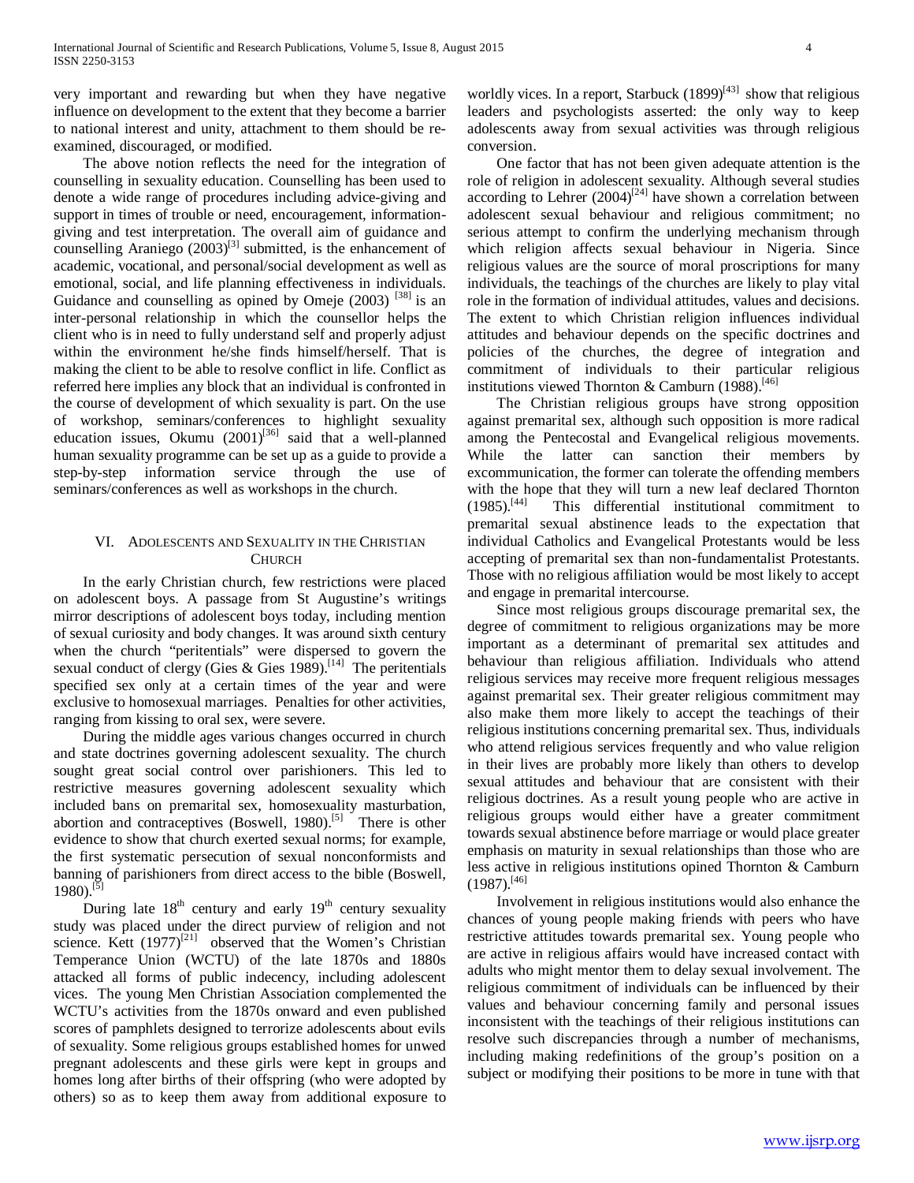very important and rewarding but when they have negative influence on development to the extent that they become a barrier to national interest and unity, attachment to them should be re-examined, discouraged, or modified.

The above notion reflects the need for the integration of counselling in sexuality education. Counselling has been used to denote a wide range of procedures including advice-giving and support in times of trouble or need, encouragement, information-giving and test interpretation. The overall aim of guidance and counselling Araniego (2003)[3] submitted, is the enhancement of academic, vocational, and personal/social development as well as emotional, social, and life planning effectiveness in individuals. Guidance and counselling as opined by Omeje (2003) [38] is an inter-personal relationship in which the counsellor helps the client who is in need to fully understand self and properly adjust within the environment he/she finds himself/herself. That is making the client to be able to resolve conflict in life. Conflict as referred here implies any block that an individual is confronted in the course of development of which sexuality is part. On the use of workshop, seminars/conferences to highlight sexuality education issues, Okumu (2001)[36] said that a well-planned human sexuality programme can be set up as a guide to provide a step-by-step information service through the use of seminars/conferences as well as workshops in the church.

## VI. Adolescents and Sexuality in the Christian Church

In the early Christian church, few restrictions were placed on adolescent boys. A passage from St Augustine's writings mirror descriptions of adolescent boys today, including mention of sexual curiosity and body changes. It was around sixth century when the church "peritentials" were dispersed to govern the sexual conduct of clergy (Gies & Gies 1989).[14] The peritentials specified sex only at a certain times of the year and were exclusive to homosexual marriages. Penalties for other activities, ranging from kissing to oral sex, were severe.

During the middle ages various changes occurred in church and state doctrines governing adolescent sexuality. The church sought great social control over parishioners. This led to restrictive measures governing adolescent sexuality which included bans on premarital sex, homosexuality masturbation, abortion and contraceptives (Boswell, 1980).[5] There is other evidence to show that church exerted sexual norms; for example, the first systematic persecution of sexual nonconformists and banning of parishioners from direct access to the bible (Boswell, 1980).[5]

During late 18th century and early 19th century sexuality study was placed under the direct purview of religion and not science. Kett (1977)[21] observed that the Women's Christian Temperance Union (WCTU) of the late 1870s and 1880s attacked all forms of public indecency, including adolescent vices. The young Men Christian Association complemented the WCTU's activities from the 1870s onward and even published scores of pamphlets designed to terrorize adolescents about evils of sexuality. Some religious groups established homes for unwed pregnant adolescents and these girls were kept in groups and homes long after births of their offspring (who were adopted by others) so as to keep them away from additional exposure to worldly vices. In a report, Starbuck (1899)[43] show that religious leaders and psychologists asserted: the only way to keep adolescents away from sexual activities was through religious conversion.

One factor that has not been given adequate attention is the role of religion in adolescent sexuality. Although several studies according to Lehrer (2004)[24] have shown a correlation between adolescent sexual behaviour and religious commitment; no serious attempt to confirm the underlying mechanism through which religion affects sexual behaviour in Nigeria. Since religious values are the source of moral proscriptions for many individuals, the teachings of the churches are likely to play vital role in the formation of individual attitudes, values and decisions. The extent to which Christian religion influences individual attitudes and behaviour depends on the specific doctrines and policies of the churches, the degree of integration and commitment of individuals to their particular religious institutions viewed Thornton & Camburn (1988).[46]

The Christian religious groups have strong opposition against premarital sex, although such opposition is more radical among the Pentecostal and Evangelical religious movements. While the latter can sanction their members by excommunication, the former can tolerate the offending members with the hope that they will turn a new leaf declared Thornton (1985).[44] This differential institutional commitment to premarital sexual abstinence leads to the expectation that individual Catholics and Evangelical Protestants would be less accepting of premarital sex than non-fundamentalist Protestants. Those with no religious affiliation would be most likely to accept and engage in premarital intercourse.

Since most religious groups discourage premarital sex, the degree of commitment to religious organizations may be more important as a determinant of premarital sex attitudes and behaviour than religious affiliation. Individuals who attend religious services may receive more frequent religious messages against premarital sex. Their greater religious commitment may also make them more likely to accept the teachings of their religious institutions concerning premarital sex. Thus, individuals who attend religious services frequently and who value religion in their lives are probably more likely than others to develop sexual attitudes and behaviour that are consistent with their religious doctrines. As a result young people who are active in religious groups would either have a greater commitment towards sexual abstinence before marriage or would place greater emphasis on maturity in sexual relationships than those who are less active in religious institutions opined Thornton & Camburn (1987).[46]

Involvement in religious institutions would also enhance the chances of young people making friends with peers who have restrictive attitudes towards premarital sex. Young people who are active in religious affairs would have increased contact with adults who might mentor them to delay sexual involvement. The religious commitment of individuals can be influenced by their values and behaviour concerning family and personal issues inconsistent with the teachings of their religious institutions can resolve such discrepancies through a number of mechanisms, including making redefinitions of the group's position on a subject or modifying their positions to be more in tune with that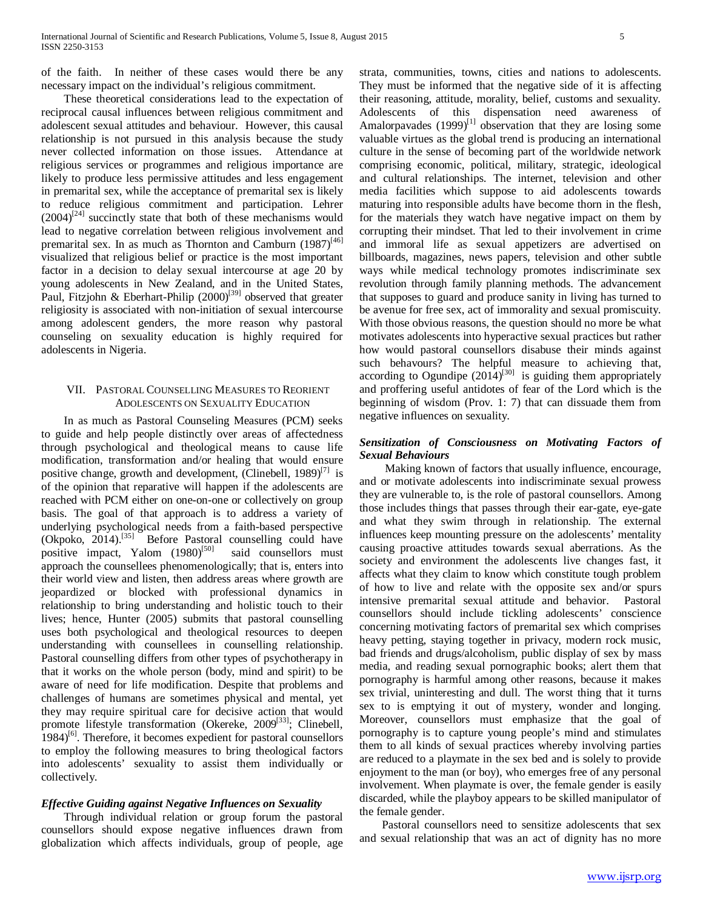of the faith. In neither of these cases would there be any necessary impact on the individual's religious commitment.

These theoretical considerations lead to the expectation of reciprocal causal influences between religious commitment and adolescent sexual attitudes and behaviour. However, this causal relationship is not pursued in this analysis because the study never collected information on those issues. Attendance at religious services or programmes and religious importance are likely to produce less permissive attitudes and less engagement in premarital sex, while the acceptance of premarital sex is likely to reduce religious commitment and participation. Lehrer (2004)[24] succinctly state that both of these mechanisms would lead to negative correlation between religious involvement and premarital sex. In as much as Thornton and Camburn (1987)[46] visualized that religious belief or practice is the most important factor in a decision to delay sexual intercourse at age 20 by young adolescents in New Zealand, and in the United States, Paul, Fitzjohn & Eberhart-Philip (2000)[39] observed that greater religiosity is associated with non-initiation of sexual intercourse among adolescent genders, the more reason why pastoral counseling on sexuality education is highly required for adolescents in Nigeria.

## VII. Pastoral Counselling Measures to Reorient Adolescents on Sexuality Education

In as much as Pastoral Counseling Measures (PCM) seeks to guide and help people distinctly over areas of affectedness through psychological and theological means to cause life modification, transformation and/or healing that would ensure positive change, growth and development, (Clinebell, 1989)[7] is of the opinion that reparative will happen if the adolescents are reached with PCM either on one-on-one or collectively on group basis. The goal of that approach is to address a variety of underlying psychological needs from a faith-based perspective (Okpoko, 2014).[35] Before Pastoral counselling could have positive impact, Yalom (1980)[50] said counsellors must approach the counsellees phenomenologically; that is, enters into their world view and listen, then address areas where growth are jeopardized or blocked with professional dynamics in relationship to bring understanding and holistic touch to their lives; hence, Hunter (2005) submits that pastoral counselling uses both psychological and theological resources to deepen understanding with counsellees in counselling relationship. Pastoral counselling differs from other types of psychotherapy in that it works on the whole person (body, mind and spirit) to be aware of need for life modification. Despite that problems and challenges of humans are sometimes physical and mental, yet they may require spiritual care for decisive action that would promote lifestyle transformation (Okereke, 2009[33]; Clinebell, 1984)[6]. Therefore, it becomes expedient for pastoral counsellors to employ the following measures to bring theological factors into adolescents' sexuality to assist them individually or collectively.

### *Effective Guiding against Negative Influences on Sexuality*

Through individual relation or group forum the pastoral counsellors should expose negative influences drawn from globalization which affects individuals, group of people, age strata, communities, towns, cities and nations to adolescents. They must be informed that the negative side of it is affecting their reasoning, attitude, morality, belief, customs and sexuality. Adolescents of this dispensation need awareness of Amalorpavades (1999)[1] observation that they are losing some valuable virtues as the global trend is producing an international culture in the sense of becoming part of the worldwide network comprising economic, political, military, strategic, ideological and cultural relationships. The internet, television and other media facilities which suppose to aid adolescents towards maturing into responsible adults have become thorn in the flesh, for the materials they watch have negative impact on them by corrupting their mindset. That led to their involvement in crime and immoral life as sexual appetizers are advertised on billboards, magazines, news papers, television and other subtle ways while medical technology promotes indiscriminate sex revolution through family planning methods. The advancement that supposes to guard and produce sanity in living has turned to be avenue for free sex, act of immorality and sexual promiscuity. With those obvious reasons, the question should no more be what motivates adolescents into hyperactive sexual practices but rather how would pastoral counsellors disabuse their minds against such behavours? The helpful measure to achieving that, according to Ogundipe (2014)[30] is guiding them appropriately and proffering useful antidotes of fear of the Lord which is the beginning of wisdom (Prov. 1: 7) that can dissuade them from negative influences on sexuality.

### *Sensitization of Consciousness on Motivating Factors of Sexual Behaviours*

Making known of factors that usually influence, encourage, and or motivate adolescents into indiscriminate sexual prowess they are vulnerable to, is the role of pastoral counsellors. Among those includes things that passes through their ear-gate, eye-gate and what they swim through in relationship. The external influences keep mounting pressure on the adolescents' mentality causing proactive attitudes towards sexual aberrations. As the society and environment the adolescents live changes fast, it affects what they claim to know which constitute tough problem of how to live and relate with the opposite sex and/or spurs intensive premarital sexual attitude and behavior. Pastoral counsellors should include tickling adolescents' conscience concerning motivating factors of premarital sex which comprises heavy petting, staying together in privacy, modern rock music, bad friends and drugs/alcoholism, public display of sex by mass media, and reading sexual pornographic books; alert them that pornography is harmful among other reasons, because it makes sex trivial, uninteresting and dull. The worst thing that it turns sex to is emptying it out of mystery, wonder and longing. Moreover, counsellors must emphasize that the goal of pornography is to capture young people's mind and stimulates them to all kinds of sexual practices whereby involving parties are reduced to a playmate in the sex bed and is solely to provide enjoyment to the man (or boy), who emerges free of any personal involvement. When playmate is over, the female gender is easily discarded, while the playboy appears to be skilled manipulator of the female gender.

Pastoral counsellors need to sensitize adolescents that sex and sexual relationship that was an act of dignity has no more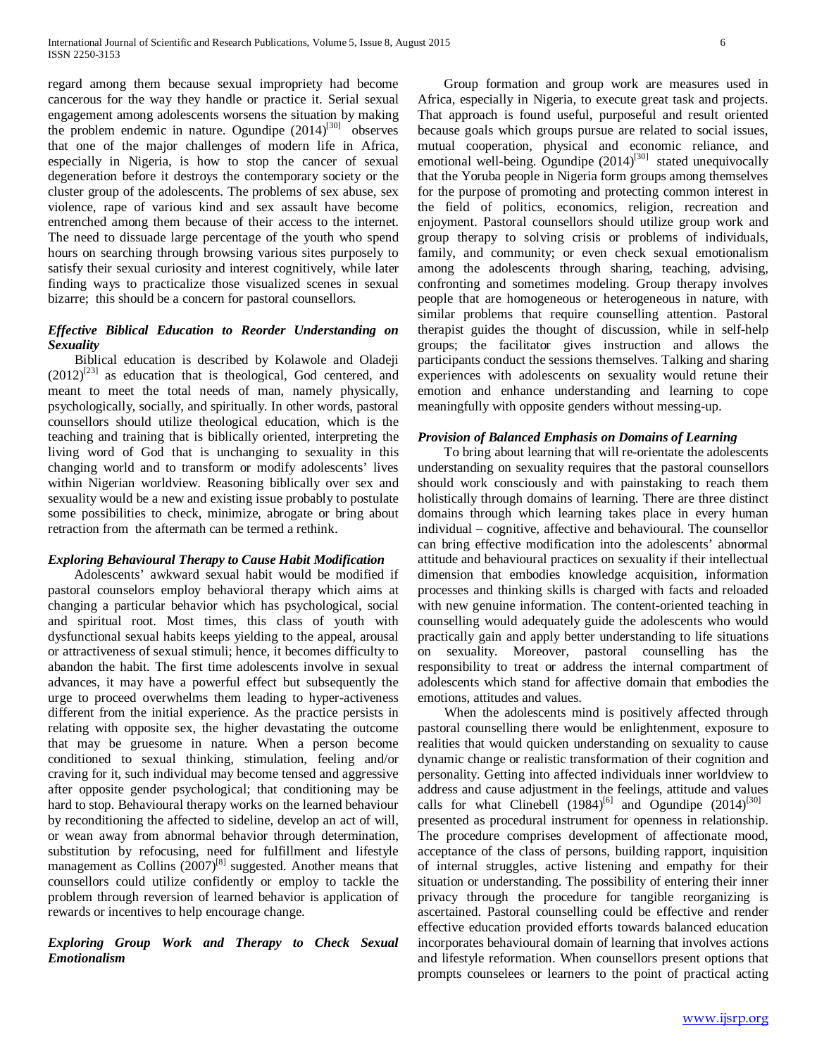regard among them because sexual impropriety had become cancerous for the way they handle or practice it. Serial sexual engagement among adolescents worsens the situation by making the problem endemic in nature. Ogundipe (2014)[30] observes that one of the major challenges of modern life in Africa, especially in Nigeria, is how to stop the cancer of sexual degeneration before it destroys the contemporary society or the cluster group of the adolescents. The problems of sex abuse, sex violence, rape of various kind and sex assault have become entrenched among them because of their access to the internet. The need to dissuade large percentage of the youth who spend hours on searching through browsing various sites purposely to satisfy their sexual curiosity and interest cognitively, while later finding ways to practicalize those visualized scenes in sexual bizarre; this should be a concern for pastoral counsellors.

### *Effective Biblical Education to Reorder Understanding on Sexuality*

Biblical education is described by Kolawole and Oladeji (2012)[23] as education that is theological, God centered, and meant to meet the total needs of man, namely physically, psychologically, socially, and spiritually. In other words, pastoral counsellors should utilize theological education, which is the teaching and training that is biblically oriented, interpreting the living word of God that is unchanging to sexuality in this changing world and to transform or modify adolescents' lives within Nigerian worldview. Reasoning biblically over sex and sexuality would be a new and existing issue probably to postulate some possibilities to check, minimize, abrogate or bring about retraction from the aftermath can be termed a rethink.

### *Exploring Behavioural Therapy to Cause Habit Modification*

Adolescents' awkward sexual habit would be modified if pastoral counselors employ behavioral therapy which aims at changing a particular behavior which has psychological, social and spiritual root. Most times, this class of youth with dysfunctional sexual habits keeps yielding to the appeal, arousal or attractiveness of sexual stimuli; hence, it becomes difficulty to abandon the habit. The first time adolescents involve in sexual advances, it may have a powerful effect but subsequently the urge to proceed overwhelms them leading to hyper-activeness different from the initial experience. As the practice persists in relating with opposite sex, the higher devastating the outcome that may be gruesome in nature. When a person become conditioned to sexual thinking, stimulation, feeling and/or craving for it, such individual may become tensed and aggressive after opposite gender psychological; that conditioning may be hard to stop. Behavioural therapy works on the learned behaviour by reconditioning the affected to sideline, develop an act of will, or wean away from abnormal behavior through determination, substitution by refocusing, need for fulfillment and lifestyle management as Collins (2007)[8] suggested. Another means that counsellors could utilize confidently or employ to tackle the problem through reversion of learned behavior is application of rewards or incentives to help encourage change.

### *Exploring Group Work and Therapy to Check Sexual Emotionalism*

Group formation and group work are measures used in Africa, especially in Nigeria, to execute great task and projects. That approach is found useful, purposeful and result oriented because goals which groups pursue are related to social issues, mutual cooperation, physical and economic reliance, and emotional well-being. Ogundipe (2014)[30] stated unequivocally that the Yoruba people in Nigeria form groups among themselves for the purpose of promoting and protecting common interest in the field of politics, economics, religion, recreation and enjoyment. Pastoral counsellors should utilize group work and group therapy to solving crisis or problems of individuals, family, and community; or even check sexual emotionalism among the adolescents through sharing, teaching, advising, confronting and sometimes modeling. Group therapy involves people that are homogeneous or heterogeneous in nature, with similar problems that require counselling attention. Pastoral therapist guides the thought of discussion, while in self-help groups; the facilitator gives instruction and allows the participants conduct the sessions themselves. Talking and sharing experiences with adolescents on sexuality would retune their emotion and enhance understanding and learning to cope meaningfully with opposite genders without messing-up.

### *Provision of Balanced Emphasis on Domains of Learning*

To bring about learning that will re-orientate the adolescents understanding on sexuality requires that the pastoral counsellors should work consciously and with painstaking to reach them holistically through domains of learning. There are three distinct domains through which learning takes place in every human individual – cognitive, affective and behavioural. The counsellor can bring effective modification into the adolescents' abnormal attitude and behavioural practices on sexuality if their intellectual dimension that embodies knowledge acquisition, information processes and thinking skills is charged with facts and reloaded with new genuine information. The content-oriented teaching in counselling would adequately guide the adolescents who would practically gain and apply better understanding to life situations on sexuality. Moreover, pastoral counselling has the responsibility to treat or address the internal compartment of adolescents which stand for affective domain that embodies the emotions, attitudes and values.

When the adolescents mind is positively affected through pastoral counselling there would be enlightenment, exposure to realities that would quicken understanding on sexuality to cause dynamic change or realistic transformation of their cognition and personality. Getting into affected individuals inner worldview to address and cause adjustment in the feelings, attitude and values calls for what Clinebell (1984)[6] and Ogundipe (2014)[30] presented as procedural instrument for openness in relationship. The procedure comprises development of affectionate mood, acceptance of the class of persons, building rapport, inquisition of internal struggles, active listening and empathy for their situation or understanding. The possibility of entering their inner privacy through the procedure for tangible reorganizing is ascertained. Pastoral counselling could be effective and render effective education provided efforts towards balanced education incorporates behavioural domain of learning that involves actions and lifestyle reformation. When counsellors present options that prompts counselees or learners to the point of practical acting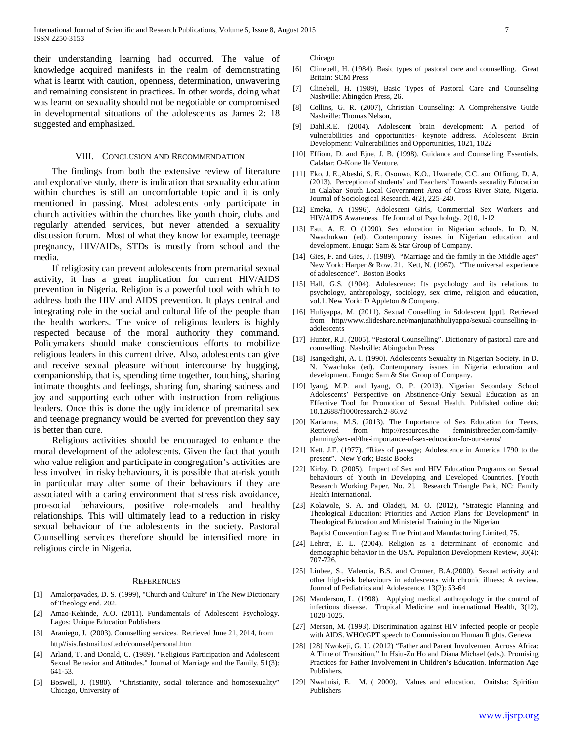their understanding learning had occurred. The value of knowledge acquired manifests in the realm of demonstrating what is learnt with caution, openness, determination, unwavering and remaining consistent in practices. In other words, doing what was learnt on sexuality should not be negotiable or compromised in developmental situations of the adolescents as James 2: 18 suggested and emphasized.

## VIII. Conclusion and Recommendation

The findings from both the extensive review of literature and explorative study, there is indication that sexuality education within churches is still an uncomfortable topic and it is only mentioned in passing. Most adolescents only participate in church activities within the churches like youth choir, clubs and regularly attended services, but never attended a sexuality discussion forum. Most of what they know for example, teenage pregnancy, HIV/AIDs, STDs is mostly from school and the media.

If religiosity can prevent adolescents from premarital sexual activity, it has a great implication for current HIV/AIDS prevention in Nigeria. Religion is a powerful tool with which to address both the HIV and AIDS prevention. It plays central and integrating role in the social and cultural life of the people than the health workers. The voice of religious leaders is highly respected because of the moral authority they command. Policymakers should make conscientious efforts to mobilize religious leaders in this current drive. Also, adolescents can give and receive sexual pleasure without intercourse by hugging, companionship, that is, spending time together, touching, sharing intimate thoughts and feelings, sharing fun, sharing sadness and joy and supporting each other with instruction from religious leaders. Once this is done the ugly incidence of premarital sex and teenage pregnancy would be averted for prevention they say is better than cure.

Religious activities should be encouraged to enhance the moral development of the adolescents. Given the fact that youth who value religion and participate in congregation's activities are less involved in risky behaviours, it is possible that at-risk youth in particular may alter some of their behaviours if they are associated with a caring environment that stress risk avoidance, pro-social behaviours, positive role-models and healthy relationships. This will ultimately lead to a reduction in risky sexual behaviour of the adolescents in the society. Pastoral Counselling services therefore should be intensified more in religious circle in Nigeria.

## References

[1] Amalorpavades, D. S. (1999), "Church and Culture" in The New Dictionary of Theology end. 202.

[2] Amao-Kehinde, A.O. (2011). Fundamentals of Adolescent Psychology. Lagos: Unique Education Publishers

[3] Araniego, J. (2003). Counselling services. Retrieved June 21, 2014, from http//isis.fastmail.usf.edu/counsel/personal.htm

[4] Arland, T. and Donald, C. (1989). "Religious Participation and Adolescent Sexual Behavior and Attitudes." Journal of Marriage and the Family, 51(3): 641-53.

[5] Boswell, J. (1980). "Christianity, social tolerance and homosexuality" Chicago, University of Chicago

[6] Clinebell, H. (1984). Basic types of pastoral care and counselling. Great Britain: SCM Press

[7] Clinebell, H. (1989), Basic Types of Pastoral Care and Counseling Nashville: Abingdon Press, 26.

[8] Collins, G. R. (2007), Christian Counseling: A Comprehensive Guide Nashville: Thomas Nelson,

[9] Dahl.R.E. (2004). Adolescent brain development: A period of vulnerabilities and opportunities- keynote address. Adolescent Brain Development: Vulnerabilities and Opportunities, 1021, 1022

[10] Effiom, D. and Ejue, J. B. (1998). Guidance and Counselling Essentials. Calabar: O-Kone Ile Venture.

[11] Eko, J. E.,Abeshi, S. E., Osonwo, K.O., Uwanede, C.C. and Offiong, D. A. (2013). Perception of students' and Teachers' Towards sexuality Education in Calabar South Local Government Area of Cross River State, Nigeria. Journal of Sociological Research, 4(2), 225-240.

[12] Emeka, A (1996). Adolescent Girls, Commercial Sex Workers and HIV/AIDS Awareness. Ife Journal of Psychology, 2(10, 1-12

[13] Esu, A. E. O (1990). Sex education in Nigerian schools. In D. N. Nwachukwu (ed). Contemporary issues in Nigerian education and development. Enugu: Sam & Star Group of Company.

[14] Gies, F. and Gies, J. (1989). "Marriage and the family in the Middle ages" New York: Harper & Row. 21. Kett, N. (1967). "The universal experience of adolescence". Boston Books

[15] Hall, G.S. (1904). Adolescence: Its psychology and its relations to psychology, anthropology, sociology, sex crime, religion and education, vol.1. New York: D Appleton & Company.

[16] Huliyappa, M. (2011). Sexual Couselling in Sdolescent [ppt]. Retrieved from http//www.slideshare.net/manjunathhuliyappa/sexual-counselling-in-adolescents

[17] Hunter, R.J. (2005). "Pastoral Counselling". Dictionary of pastoral care and counselling. Nashville: Abingodon Press

[18] Isangedighi, A. I. (1990). Adolescents Sexuality in Nigerian Society. In D. N. Nwachuka (ed). Contemporary issues in Nigeria education and development. Enugu: Sam & Star Group of Company.

[19] Iyang, M.P. and Iyang, O. P. (2013). Nigerian Secondary School Adolescents' Perspective on Abstinence-Only Sexual Education as an Effective Tool for Promotion of Sexual Health. Published online doi: 10.12688/f1000research.2-86.v2

[20] Karianna, M.S. (2013). The Importance of Sex Education for Teens. Retrieved from http://resources.the feministbreeder.com/family-planning/sex-ed/the-importance-of-sex-education-for-our-teens/

[21] Kett, J.F. (1977). "Rites of passage; Adolescence in America 1790 to the present". New York; Basic Books

[22] Kirby, D. (2005). Impact of Sex and HIV Education Programs on Sexual behaviours of Youth in Developing and Developed Countries. [Youth Research Working Paper, No. 2]. Research Triangle Park, NC: Family Health International.

[23] Kolawole, S. A. and Oladeji, M. O. (2012), "Strategic Planning and Theological Education: Priorities and Action Plans for Development" in Theological Education and Ministerial Training in the Nigerian Baptist Convention Lagos: Fine Print and Manufacturing Limited, 75.

[24] Lehrer, E. L. (2004). Religion as a determinant of economic and demographic behavior in the USA. Population Development Review, 30(4): 707-726.

[25] Linbee, S., Valencia, B.S. and Cromer, B.A.(2000). Sexual activity and other high-risk behaviours in adolescents with chronic illness: A review. Journal of Pediatrics and Adolescence. 13(2): 53-64

[26] Manderson, L. (1998). Applying medical anthropology in the control of infectious disease. Tropical Medicine and international Health, 3(12), 1020-1025.

[27] Merson, M. (1993). Discrimination against HIV infected people or people with AIDS. WHO/GPT speech to Commission on Human Rights. Geneva.

[28] [28] Nwokeji, G. U. (2012) "Father and Parent Involvement Across Africa: A Time of Transition," In Hsiu-Zu Ho and Diana Michael (eds.). Promising Practices for Father Involvement in Children's Education. Information Age Publishers.

[29] Nwabuisi, E. M. ( 2000). Values and education. Onitsha: Spiritian Publishers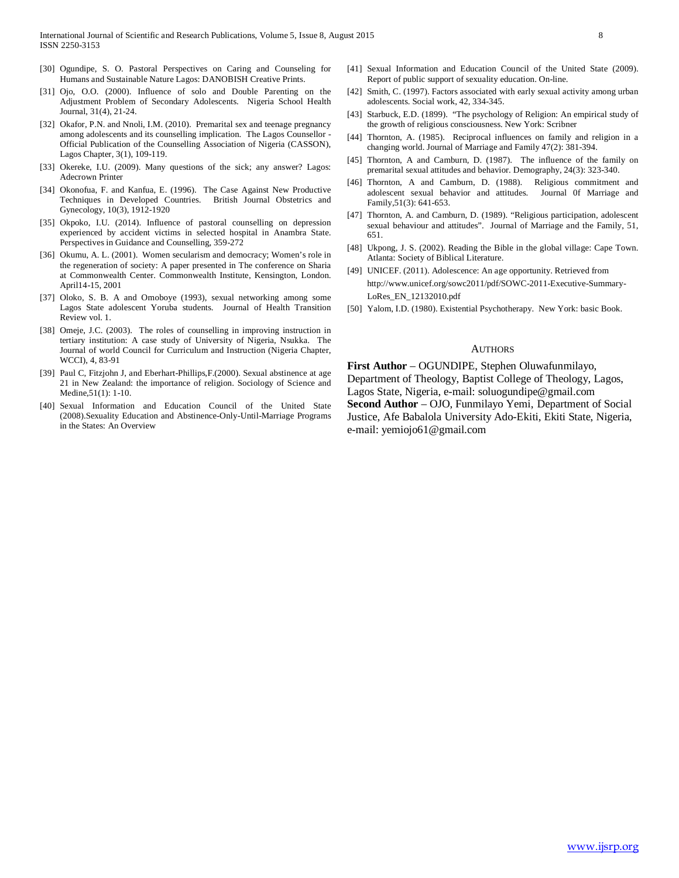[30] Ogundipe, S. O. Pastoral Perspectives on Caring and Counseling for Humans and Sustainable Nature Lagos: DANOBISH Creative Prints.

[31] Ojo, O.O. (2000). Influence of solo and Double Parenting on the Adjustment Problem of Secondary Adolescents. Nigeria School Health Journal, 31(4), 21-24.

[32] Okafor, P.N. and Nnoli, I.M. (2010). Premarital sex and teenage pregnancy among adolescents and its counselling implication. The Lagos Counsellor - Official Publication of the Counselling Association of Nigeria (CASSON), Lagos Chapter, 3(1), 109-119.

[33] Okereke, I.U. (2009). Many questions of the sick; any answer? Lagos: Adecrown Printer

[34] Okonofua, F. and Kanfua, E. (1996). The Case Against New Productive Techniques in Developed Countries. British Journal Obstetrics and Gynecology, 10(3), 1912-1920

[35] Okpoko, I.U. (2014). Influence of pastoral counselling on depression experienced by accident victims in selected hospital in Anambra State. Perspectives in Guidance and Counselling, 359-272

[36] Okumu, A. L. (2001). Women secularism and democracy; Women's role in the regeneration of society: A paper presented in The conference on Sharia at Commonwealth Center. Commonwealth Institute, Kensington, London. April14-15, 2001

[37] Oloko, S. B. A and Omoboye (1993), sexual networking among some Lagos State adolescent Yoruba students. Journal of Health Transition Review vol. 1.

[38] Omeje, J.C. (2003). The roles of counselling in improving instruction in tertiary institution: A case study of University of Nigeria, Nsukka. The Journal of world Council for Curriculum and Instruction (Nigeria Chapter, WCCI), 4, 83-91

[39] Paul C, Fitzjohn J, and Eberhart-Phillips,F.(2000). Sexual abstinence at age 21 in New Zealand: the importance of religion. Sociology of Science and Medine,51(1): 1-10.

[40] Sexual Information and Education Council of the United State (2008).Sexuality Education and Abstinence-Only-Until-Marriage Programs in the States: An Overview

[41] Sexual Information and Education Council of the United State (2009). Report of public support of sexuality education. On-line.

[42] Smith, C. (1997). Factors associated with early sexual activity among urban adolescents. Social work, 42, 334-345.

[43] Starbuck, E.D. (1899). "The psychology of Religion: An empirical study of the growth of religious consciousness. New York: Scribner

[44] Thornton, A. (1985). Reciprocal influences on family and religion in a changing world. Journal of Marriage and Family 47(2): 381-394.

[45] Thornton, A and Camburn, D. (1987). The influence of the family on premarital sexual attitudes and behavior. Demography, 24(3): 323-340.

[46] Thornton, A and Camburn, D. (1988). Religious commitment and adolescent sexual behavior and attitudes. Journal 0f Marriage and Family,51(3): 641-653.

[47] Thornton, A. and Camburn, D. (1989). "Religious participation, adolescent sexual behaviour and attitudes". Journal of Marriage and the Family, 51, 651.

[48] Ukpong, J. S. (2002). Reading the Bible in the global village: Cape Town. Atlanta: Society of Biblical Literature.

[49] UNICEF. (2011). Adolescence: An age opportunity. Retrieved from http://www.unicef.org/sowc2011/pdf/SOWC-2011-Executive-Summary-LoRes_EN_12132010.pdf

[50] Yalom, I.D. (1980). Existential Psychotherapy. New York: basic Book.

## Authors

**First Author** – OGUNDIPE, Stephen Oluwafunmilayo, Department of Theology, Baptist College of Theology, Lagos, Lagos State, Nigeria, e-mail: soluogundipe@gmail.com

**Second Author** – OJO, Funmilayo Yemi, Department of Social Justice, Afe Babalola University Ado-Ekiti, Ekiti State, Nigeria, e-mail: yemiojo61@gmail.com